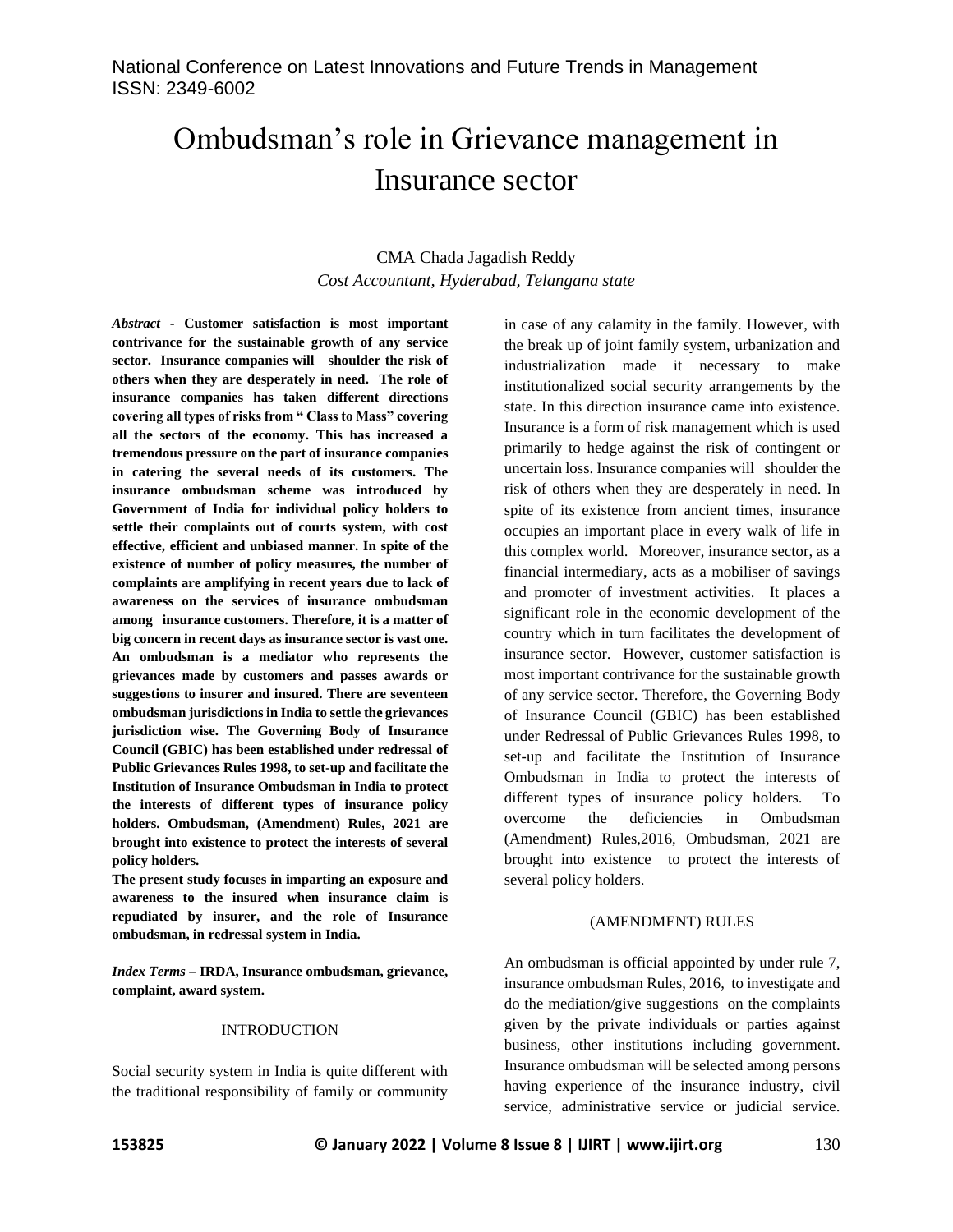# Ombudsman's role in Grievance management in Insurance sector

CMA Chada Jagadish Reddy
*Cost Accountant, Hyderabad, Telangana state*

***Abstract* - Customer satisfaction is most important contrivance for the sustainable growth of any service sector. Insurance companies will shoulder the risk of others when they are desperately in need. The role of insurance companies has taken different directions covering all types of risks from " Class to Mass" covering all the sectors of the economy. This has increased a tremendous pressure on the part of insurance companies in catering the several needs of its customers. The insurance ombudsman scheme was introduced by Government of India for individual policy holders to settle their complaints out of courts system, with cost effective, efficient and unbiased manner. In spite of the existence of number of policy measures, the number of complaints are amplifying in recent years due to lack of awareness on the services of insurance ombudsman among insurance customers. Therefore, it is a matter of big concern in recent days as insurance sector is vast one. An ombudsman is a mediator who represents the grievances made by customers and passes awards or suggestions to insurer and insured. There are seventeen ombudsman jurisdictions in India to settle the grievances jurisdiction wise. The Governing Body of Insurance Council (GBIC) has been established under redressal of Public Grievances Rules 1998, to set-up and facilitate the Institution of Insurance Ombudsman in India to protect the interests of different types of insurance policy holders. Ombudsman, (Amendment) Rules, 2021 are brought into existence to protect the interests of several policy holders.**

**The present study focuses in imparting an exposure and awareness to the insured when insurance claim is repudiated by insurer, and the role of Insurance ombudsman, in redressal system in India.**

***Index Terms* – IRDA, Insurance ombudsman, grievance, complaint, award system.**

## INTRODUCTION

Social security system in India is quite different with the traditional responsibility of family or community in case of any calamity in the family. However, with the break up of joint family system, urbanization and industrialization made it necessary to make institutionalized social security arrangements by the state. In this direction insurance came into existence. Insurance is a form of risk management which is used primarily to hedge against the risk of contingent or uncertain loss. Insurance companies will shoulder the risk of others when they are desperately in need. In spite of its existence from ancient times, insurance occupies an important place in every walk of life in this complex world. Moreover, insurance sector, as a financial intermediary, acts as a mobiliser of savings and promoter of investment activities. It places a significant role in the economic development of the country which in turn facilitates the development of insurance sector. However, customer satisfaction is most important contrivance for the sustainable growth of any service sector. Therefore, the Governing Body of Insurance Council (GBIC) has been established under Redressal of Public Grievances Rules 1998, to set-up and facilitate the Institution of Insurance Ombudsman in India to protect the interests of different types of insurance policy holders. To overcome the deficiencies in Ombudsman (Amendment) Rules,2016, Ombudsman, 2021 are brought into existence to protect the interests of several policy holders.

## (AMENDMENT) RULES

An ombudsman is official appointed by under rule 7, insurance ombudsman Rules, 2016, to investigate and do the mediation/give suggestions on the complaints given by the private individuals or parties against business, other institutions including government. Insurance ombudsman will be selected among persons having experience of the insurance industry, civil service, administrative service or judicial service.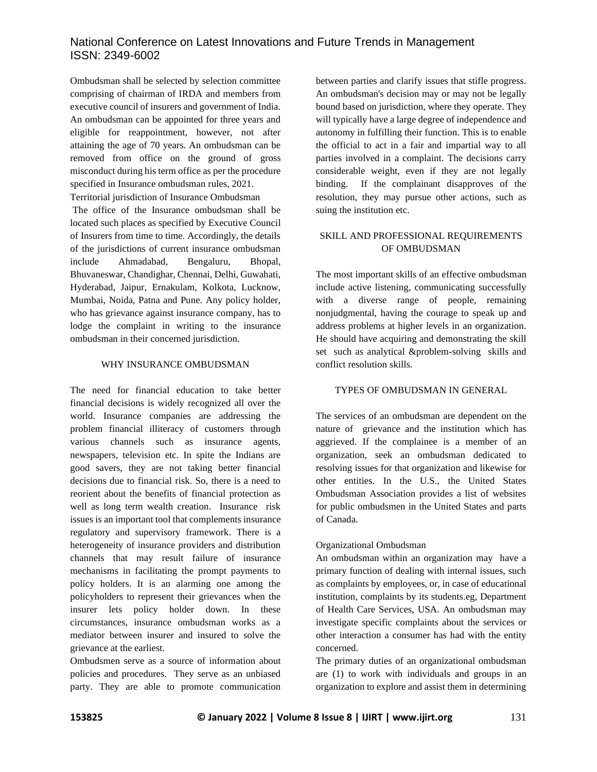Ombudsman shall be selected by selection committee comprising of chairman of IRDA and members from executive council of insurers and government of India. An ombudsman can be appointed for three years and eligible for reappointment, however, not after attaining the age of 70 years. An ombudsman can be removed from office on the ground of gross misconduct during his term office as per the procedure specified in Insurance ombudsman rules, 2021.

Territorial jurisdiction of Insurance Ombudsman

The office of the Insurance ombudsman shall be located such places as specified by Executive Council of Insurers from time to time. Accordingly, the details of the jurisdictions of current insurance ombudsman include Ahmadabad, Bengaluru, Bhopal, Bhuvaneswar, Chandighar, Chennai, Delhi, Guwahati, Hyderabad, Jaipur, Ernakulam, Kolkota, Lucknow, Mumbai, Noida, Patna and Pune. Any policy holder, who has grievance against insurance company, has to lodge the complaint in writing to the insurance ombudsman in their concerned jurisdiction.

## WHY INSURANCE OMBUDSMAN

The need for financial education to take better financial decisions is widely recognized all over the world. Insurance companies are addressing the problem financial illiteracy of customers through various channels such as insurance agents, newspapers, television etc. In spite the Indians are good savers, they are not taking better financial decisions due to financial risk. So, there is a need to reorient about the benefits of financial protection as well as long term wealth creation. Insurance risk issues is an important tool that complements insurance regulatory and supervisory framework. There is a heterogeneity of insurance providers and distribution channels that may result failure of insurance mechanisms in facilitating the prompt payments to policy holders. It is an alarming one among the policyholders to represent their grievances when the insurer lets policy holder down. In these circumstances, insurance ombudsman works as a mediator between insurer and insured to solve the grievance at the earliest.

Ombudsmen serve as a source of information about policies and procedures. They serve as an unbiased party. They are able to promote communication between parties and clarify issues that stifle progress. An ombudsman's decision may or may not be legally bound based on jurisdiction, where they operate. They will typically have a large degree of independence and autonomy in fulfilling their function. This is to enable the official to act in a fair and impartial way to all parties involved in a complaint. The decisions carry considerable weight, even if they are not legally binding. If the complainant disapproves of the resolution, they may pursue other actions, such as suing the institution etc.

## SKILL AND PROFESSIONAL REQUIREMENTS OF OMBUDSMAN

The most important skills of an effective ombudsman include active listening, communicating successfully with a diverse range of people, remaining nonjudgmental, having the courage to speak up and address problems at higher levels in an organization. He should have acquiring and demonstrating the skill set such as analytical &problem-solving skills and conflict resolution skills.

## TYPES OF OMBUDSMAN IN GENERAL

The services of an ombudsman are dependent on the nature of grievance and the institution which has aggrieved. If the complainee is a member of an organization, seek an ombudsman dedicated to resolving issues for that organization and likewise for other entities. In the U.S., the United States Ombudsman Association provides a list of websites for public ombudsmen in the United States and parts of Canada.

### Organizational Ombudsman

An ombudsman within an organization may have a primary function of dealing with internal issues, such as complaints by employees, or, in case of educational institution, complaints by its students.eg, Department of Health Care Services, USA. An ombudsman may investigate specific complaints about the services or other interaction a consumer has had with the entity concerned.

The primary duties of an organizational ombudsman are (1) to work with individuals and groups in an organization to explore and assist them in determining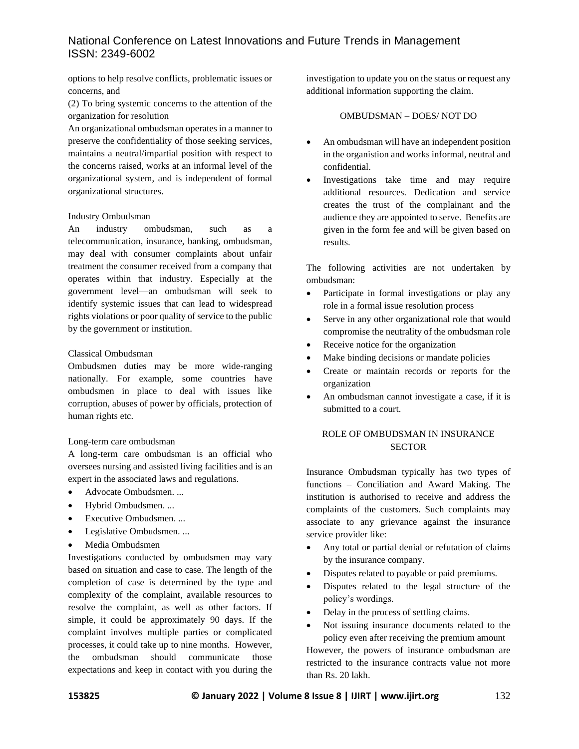options to help resolve conflicts, problematic issues or concerns, and

(2) To bring systemic concerns to the attention of the organization for resolution

An organizational ombudsman operates in a manner to preserve the confidentiality of those seeking services, maintains a neutral/impartial position with respect to the concerns raised, works at an informal level of the organizational system, and is independent of formal organizational structures.

Industry Ombudsman

An industry ombudsman, such as a telecommunication, insurance, banking, ombudsman, may deal with consumer complaints about unfair treatment the consumer received from a company that operates within that industry. Especially at the government level—an ombudsman will seek to identify systemic issues that can lead to widespread rights violations or poor quality of service to the public by the government or institution.

Classical Ombudsman

Ombudsmen duties may be more wide-ranging nationally. For example, some countries have ombudsmen in place to deal with issues like corruption, abuses of power by officials, protection of human rights etc.

Long-term care ombudsman

A long-term care ombudsman is an official who oversees nursing and assisted living facilities and is an expert in the associated laws and regulations.

- Advocate Ombudsmen. ...
- Hybrid Ombudsmen. ...
- Executive Ombudsmen. ...
- Legislative Ombudsmen. ...
- Media Ombudsmen

Investigations conducted by ombudsmen may vary based on situation and case to case. The length of the completion of case is determined by the type and complexity of the complaint, available resources to resolve the complaint, as well as other factors. If simple, it could be approximately 90 days. If the complaint involves multiple parties or complicated processes, it could take up to nine months. However, the ombudsman should communicate those expectations and keep in contact with you during the investigation to update you on the status or request any additional information supporting the claim.

## OMBUDSMAN – DOES/ NOT DO

- An ombudsman will have an independent position in the organistion and works informal, neutral and confidential.
- Investigations take time and may require additional resources. Dedication and service creates the trust of the complainant and the audience they are appointed to serve. Benefits are given in the form fee and will be given based on results.

The following activities are not undertaken by ombudsman:

- Participate in formal investigations or play any role in a formal issue resolution process
- Serve in any other organizational role that would compromise the neutrality of the ombudsman role
- Receive notice for the organization
- Make binding decisions or mandate policies
- Create or maintain records or reports for the organization
- An ombudsman cannot investigate a case, if it is submitted to a court.

## ROLE OF OMBUDSMAN IN INSURANCE SECTOR

Insurance Ombudsman typically has two types of functions – Conciliation and Award Making. The institution is authorised to receive and address the complaints of the customers. Such complaints may associate to any grievance against the insurance service provider like:

- Any total or partial denial or refutation of claims by the insurance company.
- Disputes related to payable or paid premiums.
- Disputes related to the legal structure of the policy's wordings.
- Delay in the process of settling claims.
- Not issuing insurance documents related to the policy even after receiving the premium amount

However, the powers of insurance ombudsman are restricted to the insurance contracts value not more than Rs. 20 lakh.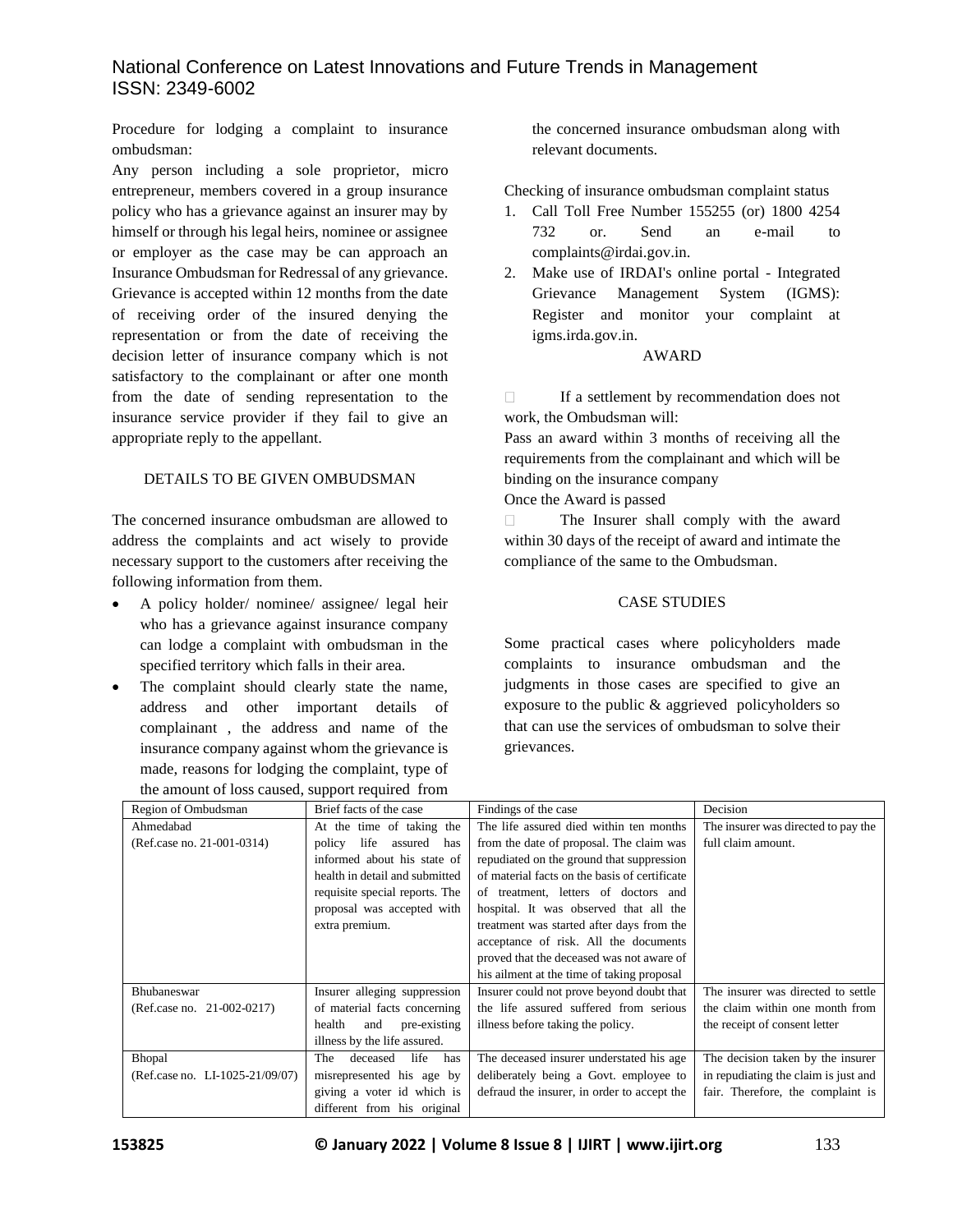Procedure for lodging a complaint to insurance ombudsman:

Any person including a sole proprietor, micro entrepreneur, members covered in a group insurance policy who has a grievance against an insurer may by himself or through his legal heirs, nominee or assignee or employer as the case may be can approach an Insurance Ombudsman for Redressal of any grievance. Grievance is accepted within 12 months from the date of receiving order of the insured denying the representation or from the date of receiving the decision letter of insurance company which is not satisfactory to the complainant or after one month from the date of sending representation to the insurance service provider if they fail to give an appropriate reply to the appellant.

DETAILS TO BE GIVEN OMBUDSMAN

The concerned insurance ombudsman are allowed to address the complaints and act wisely to provide necessary support to the customers after receiving the following information from them.

- A policy holder/ nominee/ assignee/ legal heir who has a grievance against insurance company can lodge a complaint with ombudsman in the specified territory which falls in their area.
- The complaint should clearly state the name, address and other important details of complainant , the address and name of the insurance company against whom the grievance is made, reasons for lodging the complaint, type of the amount of loss caused, support required from the concerned insurance ombudsman along with relevant documents.

Checking of insurance ombudsman complaint status

1. Call Toll Free Number 155255 (or) 1800 4254 732 or. Send an e-mail to complaints@irdai.gov.in.
2. Make use of IRDAI's online portal - Integrated Grievance Management System (IGMS): Register and monitor your complaint at igms.irda.gov.in.

AWARD

- If a settlement by recommendation does not work, the Ombudsman will:

Pass an award within 3 months of receiving all the requirements from the complainant and which will be binding on the insurance company

Once the Award is passed

- The Insurer shall comply with the award within 30 days of the receipt of award and intimate the compliance of the same to the Ombudsman.

CASE STUDIES

Some practical cases where policyholders made complaints to insurance ombudsman and the judgments in those cases are specified to give an exposure to the public & aggrieved policyholders so that can use the services of ombudsman to solve their grievances.

| Region of Ombudsman | Brief facts of the case | Findings of the case | Decision |
|---|---|---|---|
| Ahmedabad (Ref.case no. 21-001-0314) | At the time of taking the policy life assured has informed about his state of health in detail and submitted requisite special reports. The proposal was accepted with extra premium. | The life assured died within ten months from the date of proposal. The claim was repudiated on the ground that suppression of material facts on the basis of certificate of treatment, letters of doctors and hospital. It was observed that all the treatment was started after days from the acceptance of risk. All the documents proved that the deceased was not aware of his ailment at the time of taking proposal | The insurer was directed to pay the full claim amount. |
| Bhubaneswar (Ref.case no. 21-002-0217) | Insurer alleging suppression of material facts concerning health and pre-existing illness by the life assured. | Insurer could not prove beyond doubt that the life assured suffered from serious illness before taking the policy. | The insurer was directed to settle the claim within one month from the receipt of consent letter |
| Bhopal (Ref.case no. LI-1025-21/09/07) | The deceased life has misrepresented his age by giving a voter id which is different from his original | The deceased insurer understated his age deliberately being a Govt. employee to defraud the insurer, in order to accept the | The decision taken by the insurer in repudiating the claim is just and fair. Therefore, the complaint is |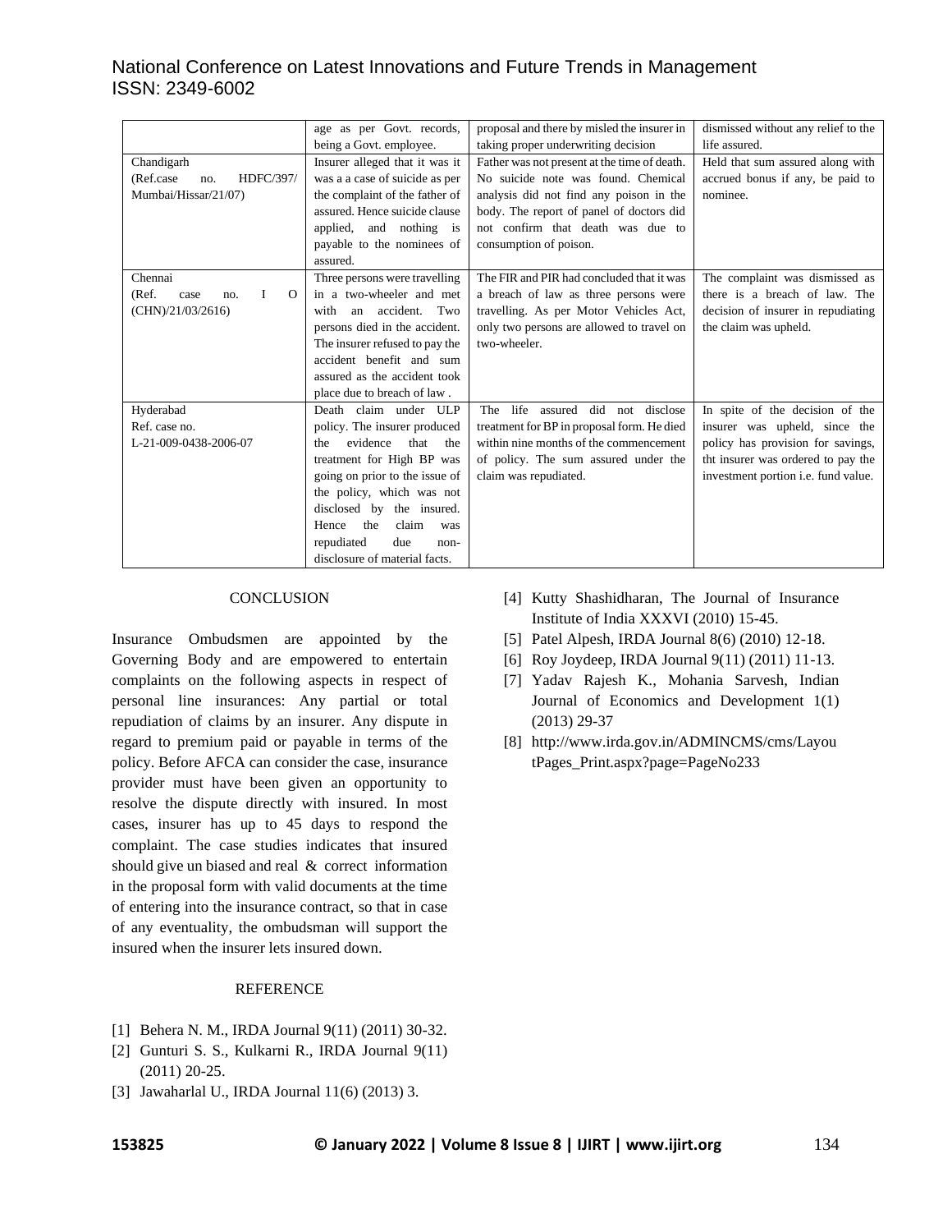| | | | |
|---|---|---|---|
| | age as per Govt. records, being a Govt. employee. | proposal and there by misled the insurer in taking proper underwriting decision | dismissed without any relief to the life assured. |
| Chandigarh (Ref.case no. HDFC/397/ Mumbai/Hissar/21/07) | Insurer alleged that it was it was a a case of suicide as per the complaint of the father of the assured. Hence suicide clause applied, and nothing is payable to the nominees of assured. | Father was not present at the time of death. No suicide note was found. Chemical analysis did not find any poison in the body. The report of panel of doctors did not confirm that death was due to consumption of poison. | Held that sum assured along with accrued bonus if any, be paid to nominee. |
| Chennai (Ref. case no. I O (CHN)/21/03/2616) | Three persons were travelling in a two-wheeler and met with an accident. Two persons died in the accident. The insurer refused to pay the accident benefit and sum assured as the accident took place due to breach of law . | The FIR and PIR had concluded that it was a breach of law as three persons were travelling. As per Motor Vehicles Act, only two persons are allowed to travel on two-wheeler. | The complaint was dismissed as there is a breach of law. The decision of insurer in repudiating the claim was upheld. |
| Hyderabad Ref. case no. L-21-009-0438-2006-07 | Death claim under ULP policy. The insurer produced the evidence that the treatment for High BP was going on prior to the issue of the policy, which was not disclosed by the insured. Hence the claim was repudiated due non-disclosure of material facts. | The life assured did not disclose treatment for BP in proposal form. He died within nine months of the commencement of policy. The sum assured under the claim was repudiated. | In spite of the decision of the insurer was upheld, since the policy has provision for savings, tht insurer was ordered to pay the investment portion i.e. fund value. |

## CONCLUSION

Insurance Ombudsmen are appointed by the Governing Body and are empowered to entertain complaints on the following aspects in respect of personal line insurances: Any partial or total repudiation of claims by an insurer. Any dispute in regard to premium paid or payable in terms of the policy. Before AFCA can consider the case, insurance provider must have been given an opportunity to resolve the dispute directly with insured. In most cases, insurer has up to 45 days to respond the complaint. The case studies indicates that insured should give un biased and real & correct information in the proposal form with valid documents at the time of entering into the insurance contract, so that in case of any eventuality, the ombudsman will support the insured when the insurer lets insured down.

## REFERENCE

[1] Behera N. M., IRDA Journal 9(11) (2011) 30-32.

[2] Gunturi S. S., Kulkarni R., IRDA Journal 9(11) (2011) 20-25.

[3] Jawaharlal U., IRDA Journal 11(6) (2013) 3.

[4] Kutty Shashidharan, The Journal of Insurance Institute of India XXXVI (2010) 15-45.

[5] Patel Alpesh, IRDA Journal 8(6) (2010) 12-18.

[6] Roy Joydeep, IRDA Journal 9(11) (2011) 11-13.

[7] Yadav Rajesh K., Mohania Sarvesh, Indian Journal of Economics and Development 1(1) (2013) 29-37

[8] http://www.irda.gov.in/ADMINCMS/cms/LayoutPages_Print.aspx?page=PageNo233